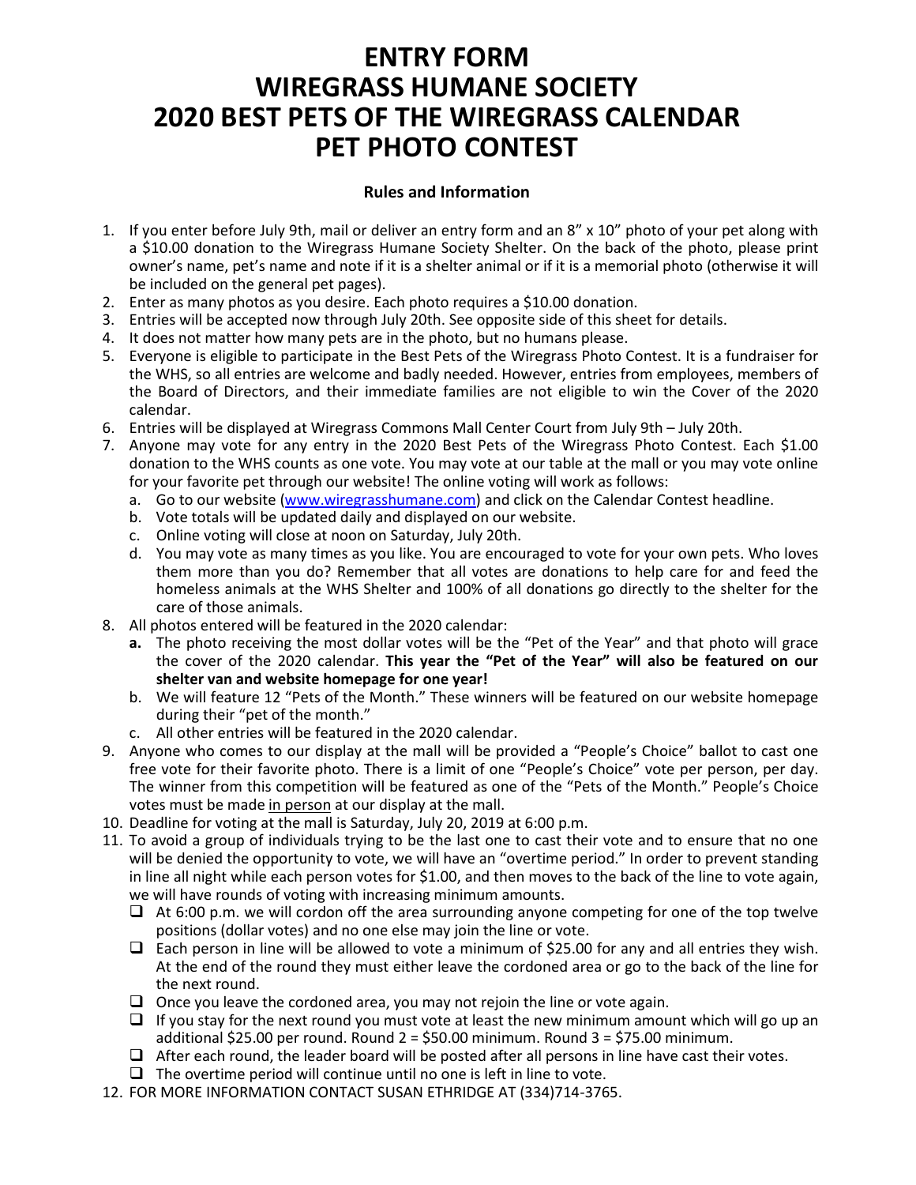# ENTRY FORM
# WIREGRASS HUMANE SOCIETY
# 2020 BEST PETS OF THE WIREGRASS CALENDAR
# PET PHOTO CONTEST

**Rules and Information**

1. If you enter before July 9th, mail or deliver an entry form and an 8" x 10" photo of your pet along with a $10.00 donation to the Wiregrass Humane Society Shelter. On the back of the photo, please print owner's name, pet's name and note if it is a shelter animal or if it is a memorial photo (otherwise it will be included on the general pet pages).
2. Enter as many photos as you desire. Each photo requires a $10.00 donation.
3. Entries will be accepted now through July 20th. See opposite side of this sheet for details.
4. It does not matter how many pets are in the photo, but no humans please.
5. Everyone is eligible to participate in the Best Pets of the Wiregrass Photo Contest. It is a fundraiser for the WHS, so all entries are welcome and badly needed. However, entries from employees, members of the Board of Directors, and their immediate families are not eligible to win the Cover of the 2020 calendar.
6. Entries will be displayed at Wiregrass Commons Mall Center Court from July 9th – July 20th.
7. Anyone may vote for any entry in the 2020 Best Pets of the Wiregrass Photo Contest. Each $1.00 donation to the WHS counts as one vote. You may vote at our table at the mall or you may vote online for your favorite pet through our website! The online voting will work as follows:
   a. Go to our website (www.wiregrasshumane.com) and click on the Calendar Contest headline.
   b. Vote totals will be updated daily and displayed on our website.
   c. Online voting will close at noon on Saturday, July 20th.
   d. You may vote as many times as you like. You are encouraged to vote for your own pets. Who loves them more than you do? Remember that all votes are donations to help care for and feed the homeless animals at the WHS Shelter and 100% of all donations go directly to the shelter for the care of those animals.
8. All photos entered will be featured in the 2020 calendar:
   **a.** The photo receiving the most dollar votes will be the "Pet of the Year" and that photo will grace the cover of the 2020 calendar. **This year the "Pet of the Year" will also be featured on our shelter van and website homepage for one year!**
   b. We will feature 12 "Pets of the Month." These winners will be featured on our website homepage during their "pet of the month."
   c. All other entries will be featured in the 2020 calendar.
9. Anyone who comes to our display at the mall will be provided a "People's Choice" ballot to cast one free vote for their favorite photo. There is a limit of one "People's Choice" vote per person, per day. The winner from this competition will be featured as one of the "Pets of the Month." People's Choice votes must be made in person at our display at the mall.
10. Deadline for voting at the mall is Saturday, July 20, 2019 at 6:00 p.m.
11. To avoid a group of individuals trying to be the last one to cast their vote and to ensure that no one will be denied the opportunity to vote, we will have an "overtime period." In order to prevent standing in line all night while each person votes for $1.00, and then moves to the back of the line to vote again, we will have rounds of voting with increasing minimum amounts.
    - ❑ At 6:00 p.m. we will cordon off the area surrounding anyone competing for one of the top twelve positions (dollar votes) and no one else may join the line or vote.
    - ❑ Each person in line will be allowed to vote a minimum of $25.00 for any and all entries they wish. At the end of the round they must either leave the cordoned area or go to the back of the line for the next round.
    - ❑ Once you leave the cordoned area, you may not rejoin the line or vote again.
    - ❑ If you stay for the next round you must vote at least the new minimum amount which will go up an additional $25.00 per round. Round 2 = $50.00 minimum. Round 3 = $75.00 minimum.
    - ❑ After each round, the leader board will be posted after all persons in line have cast their votes.
    - ❑ The overtime period will continue until no one is left in line to vote.
12. FOR MORE INFORMATION CONTACT SUSAN ETHRIDGE AT (334)714-3765.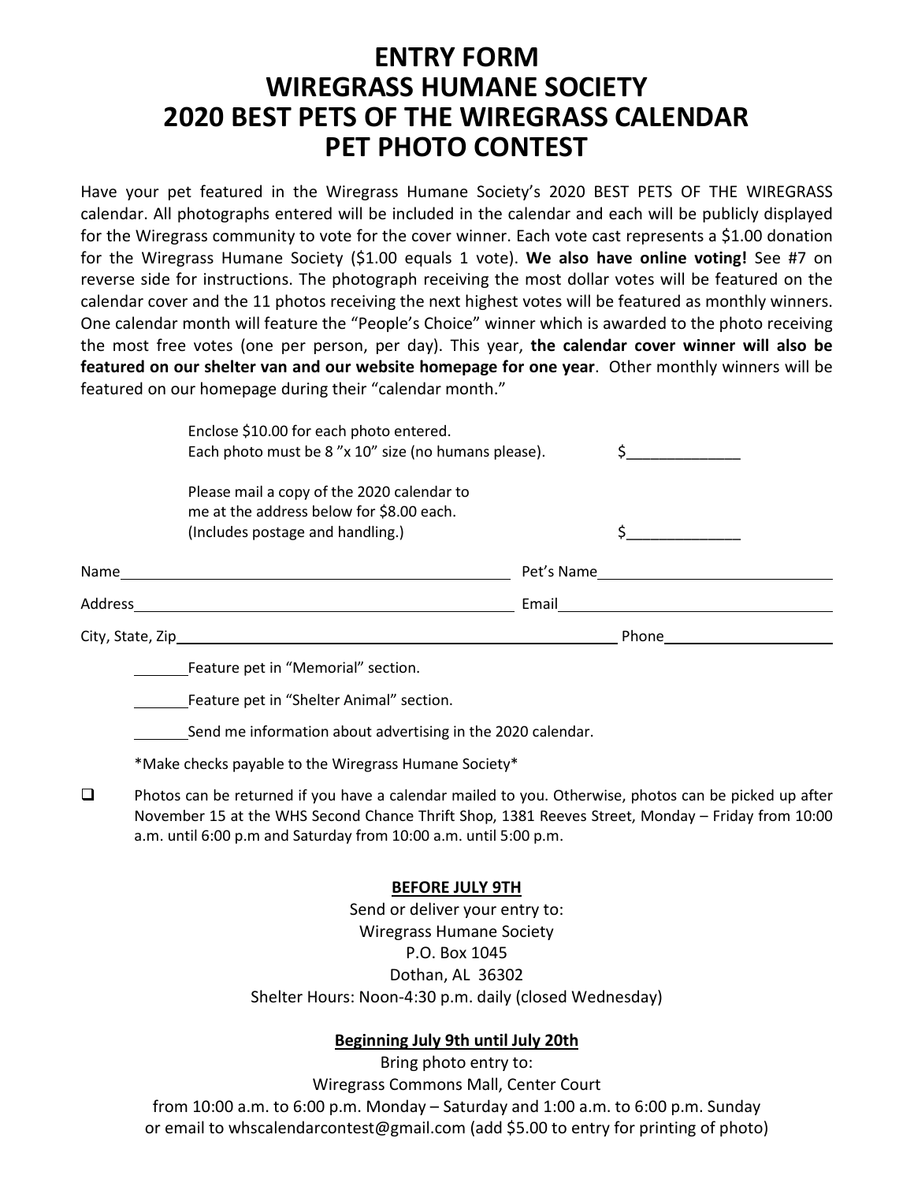# ENTRY FORM
# WIREGRASS HUMANE SOCIETY
# 2020 BEST PETS OF THE WIREGRASS CALENDAR
# PET PHOTO CONTEST

Have your pet featured in the Wiregrass Humane Society's 2020 BEST PETS OF THE WIREGRASS calendar. All photographs entered will be included in the calendar and each will be publicly displayed for the Wiregrass community to vote for the cover winner. Each vote cast represents a $1.00 donation for the Wiregrass Humane Society ($1.00 equals 1 vote). **We also have online voting!** See #7 on reverse side for instructions. The photograph receiving the most dollar votes will be featured on the calendar cover and the 11 photos receiving the next highest votes will be featured as monthly winners. One calendar month will feature the "People's Choice" winner which is awarded to the photo receiving the most free votes (one per person, per day). This year, **the calendar cover winner will also be featured on our shelter van and our website homepage for one year**. Other monthly winners will be featured on our homepage during their "calendar month."

Enclose $10.00 for each photo entered.
Each photo must be 8 "x 10" size (no humans please). $______________

Please mail a copy of the 2020 calendar to
me at the address below for $8.00 each.
(Includes postage and handling.) $______________

Name______________________________ Pet's Name______________________________

Address______________________________ Email______________________________

City, State, Zip______________________________ Phone______________________________

_______Feature pet in "Memorial" section.

_______Feature pet in "Shelter Animal" section.

_______Send me information about advertising in the 2020 calendar.

*Make checks payable to the Wiregrass Humane Society*

- ☐ Photos can be returned if you have a calendar mailed to you. Otherwise, photos can be picked up after November 15 at the WHS Second Chance Thrift Shop, 1381 Reeves Street, Monday – Friday from 10:00 a.m. until 6:00 p.m and Saturday from 10:00 a.m. until 5:00 p.m.

**BEFORE JULY 9TH**

Send or deliver your entry to:
Wiregrass Humane Society
P.O. Box 1045
Dothan, AL 36302
Shelter Hours: Noon-4:30 p.m. daily (closed Wednesday)

**Beginning July 9th until July 20th**

Bring photo entry to:
Wiregrass Commons Mall, Center Court
from 10:00 a.m. to 6:00 p.m. Monday – Saturday and 1:00 a.m. to 6:00 p.m. Sunday
or email to whscalendarcontest@gmail.com (add $5.00 to entry for printing of photo)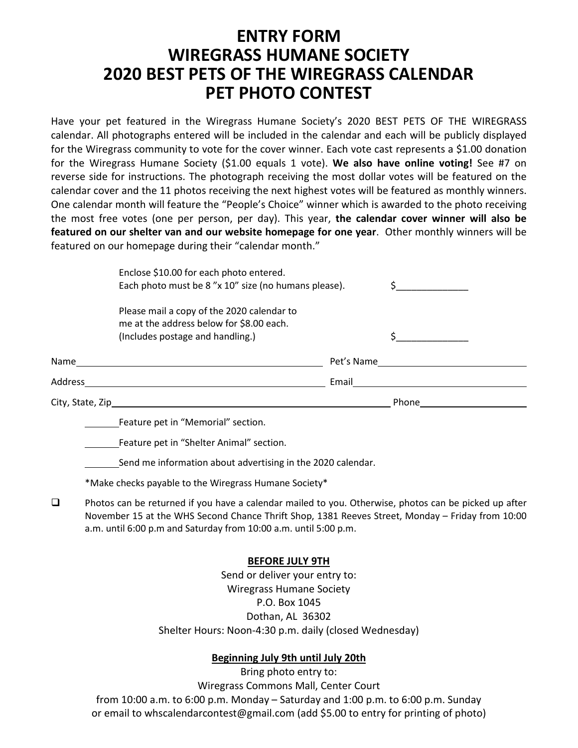# ENTRY FORM
# WIREGRASS HUMANE SOCIETY
# 2020 BEST PETS OF THE WIREGRASS CALENDAR
# PET PHOTO CONTEST

Have your pet featured in the Wiregrass Humane Society's 2020 BEST PETS OF THE WIREGRASS calendar. All photographs entered will be included in the calendar and each will be publicly displayed for the Wiregrass community to vote for the cover winner. Each vote cast represents a $1.00 donation for the Wiregrass Humane Society ($1.00 equals 1 vote). **We also have online voting!** See #7 on reverse side for instructions. The photograph receiving the most dollar votes will be featured on the calendar cover and the 11 photos receiving the next highest votes will be featured as monthly winners. One calendar month will feature the "People's Choice" winner which is awarded to the photo receiving the most free votes (one per person, per day). This year, **the calendar cover winner will also be featured on our shelter van and our website homepage for one year**. Other monthly winners will be featured on our homepage during their "calendar month."

Enclose $10.00 for each photo entered.
Each photo must be 8 "x 10" size (no humans please). $______________

Please mail a copy of the 2020 calendar to
me at the address below for $8.00 each.
(Includes postage and handling.) $______________

Name______________________________ Pet's Name______________________________

Address______________________________ Email______________________________

City, State, Zip______________________________ Phone______________________________

_______Feature pet in "Memorial" section.

_______Feature pet in "Shelter Animal" section.

_______Send me information about advertising in the 2020 calendar.

*Make checks payable to the Wiregrass Humane Society*

- ☐ Photos can be returned if you have a calendar mailed to you. Otherwise, photos can be picked up after November 15 at the WHS Second Chance Thrift Shop, 1381 Reeves Street, Monday – Friday from 10:00 a.m. until 6:00 p.m and Saturday from 10:00 a.m. until 5:00 p.m.

**BEFORE JULY 9TH**

Send or deliver your entry to:
Wiregrass Humane Society
P.O. Box 1045
Dothan, AL 36302
Shelter Hours: Noon-4:30 p.m. daily (closed Wednesday)

**Beginning July 9th until July 20th**

Bring photo entry to:
Wiregrass Commons Mall, Center Court
from 10:00 a.m. to 6:00 p.m. Monday – Saturday and 1:00 p.m. to 6:00 p.m. Sunday
or email to whscalendarcontest@gmail.com (add $5.00 to entry for printing of photo)